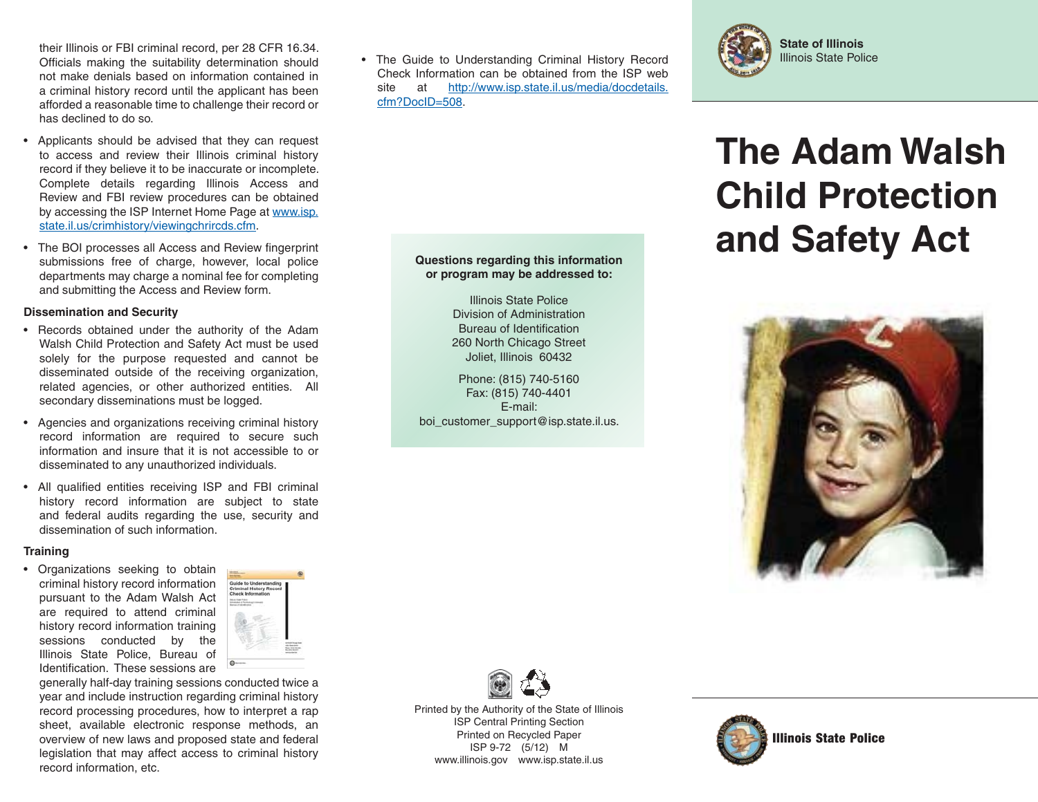their Illinois or FBI criminal record, per 28 CFR 16.34. Officials making the suitability determination should not make denials based on information contained in a criminal history record until the applicant has been afforded a reasonable time to challenge their record or has declined to do so.

- Applicants should be advised that they can request to access and review their Illinois criminal history record if they believe it to be inaccurate or incomplete. Complete details regarding Illinois Access and Review and FBI review procedures can be obtained by accessing the ISP Internet Home Page at www.isp.state.il.us/crimhistory/viewingchrircds.cfm.
- The BOI processes all Access and Review fingerprint submissions free of charge, however, local police departments may charge a nominal fee for completing and submitting the Access and Review form.

### Dissemination and Security

- Records obtained under the authority of the Adam Walsh Child Protection and Safety Act must be used solely for the purpose requested and cannot be disseminated outside of the receiving organization, related agencies, or other authorized entities. All secondary disseminations must be logged.
- Agencies and organizations receiving criminal history record information are required to secure such information and insure that it is not accessible to or disseminated to any unauthorized individuals.
- All qualified entities receiving ISP and FBI criminal history record information are subject to state and federal audits regarding the use, security and dissemination of such information.

### Training

- Organizations seeking to obtain criminal history record information pursuant to the Adam Walsh Act are required to attend criminal history record information training sessions conducted by the Illinois State Police, Bureau of Identification. These sessions are generally half-day training sessions conducted twice a year and include instruction regarding criminal history record processing procedures, how to interpret a rap sheet, available electronic response methods, an overview of new laws and proposed state and federal legislation that may affect access to criminal history record information, etc.
- The Guide to Understanding Criminal History Record Check Information can be obtained from the ISP web site at http://www.isp.state.il.us/media/docdetails.cfm?DocID=508.

**Questions regarding this information or program may be addressed to:**

Illinois State Police
Division of Administration
Bureau of Identification
260 North Chicago Street
Joliet, Illinois 60432

Phone: (815) 740-5160
Fax: (815) 740-4401
E-mail:
boi_customer_support@isp.state.il.us.

Printed by the Authority of the State of Illinois
ISP Central Printing Section
Printed on Recycled Paper
ISP 9-72 (5/12) M
www.illinois.gov www.isp.state.il.us

**State of Illinois**
Illinois State Police

# The Adam Walsh Child Protection and Safety Act

**Illinois State Police**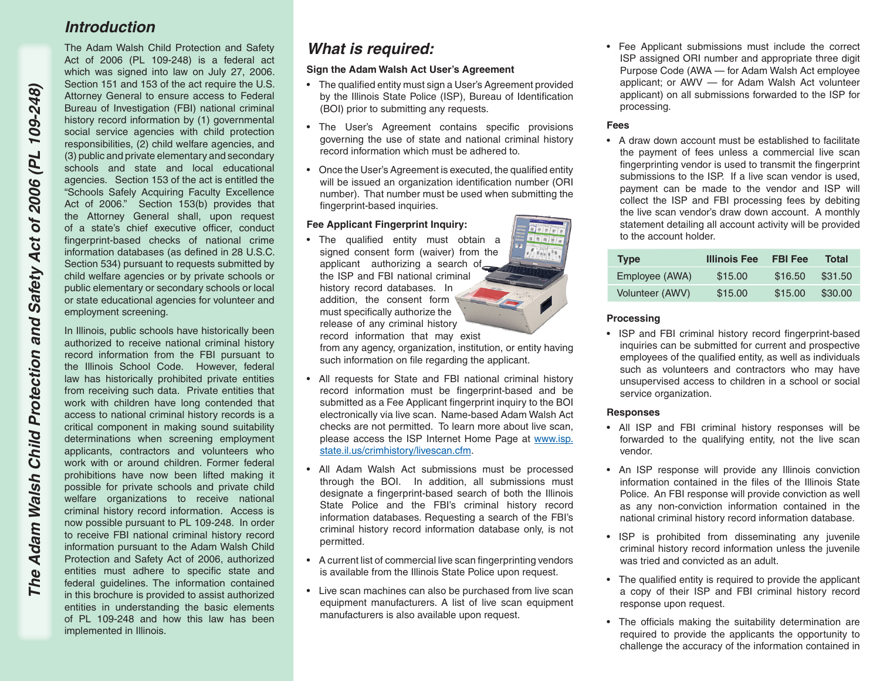# The Adam Walsh Child Protection and Safety Act of 2006 (PL 109-248)

## *Introduction*

The Adam Walsh Child Protection and Safety Act of 2006 (PL 109-248) is a federal act which was signed into law on July 27, 2006. Section 151 and 153 of the act require the U.S. Attorney General to ensure access to Federal Bureau of Investigation (FBI) national criminal history record information by (1) governmental social service agencies with child protection responsibilities, (2) child welfare agencies, and (3) public and private elementary and secondary schools and state and local educational agencies. Section 153 of the act is entitled the "Schools Safely Acquiring Faculty Excellence Act of 2006." Section 153(b) provides that the Attorney General shall, upon request of a state's chief executive officer, conduct fingerprint-based checks of national crime information databases (as defined in 28 U.S.C. Section 534) pursuant to requests submitted by child welfare agencies or by private schools or public elementary or secondary schools or local or state educational agencies for volunteer and employment screening.

In Illinois, public schools have historically been authorized to receive national criminal history record information from the FBI pursuant to the Illinois School Code. However, federal law has historically prohibited private entities from receiving such data. Private entities that work with children have long contended that access to national criminal history records is a critical component in making sound suitability determinations when screening employment applicants, contractors and volunteers who work with or around children. Former federal prohibitions have now been lifted making it possible for private schools and private child welfare organizations to receive national criminal history record information. Access is now possible pursuant to PL 109-248. In order to receive FBI national criminal history record information pursuant to the Adam Walsh Child Protection and Safety Act of 2006, authorized entities must adhere to specific state and federal guidelines. The information contained in this brochure is provided to assist authorized entities in understanding the basic elements of PL 109-248 and how this law has been implemented in Illinois.

## *What is required:*

### Sign the Adam Walsh Act User's Agreement

- The qualified entity must sign a User's Agreement provided by the Illinois State Police (ISP), Bureau of Identification (BOI) prior to submitting any requests.
- The User's Agreement contains specific provisions governing the use of state and national criminal history record information which must be adhered to.
- Once the User's Agreement is executed, the qualified entity will be issued an organization identification number (ORI number). That number must be used when submitting the fingerprint-based inquiries.

### Fee Applicant Fingerprint Inquiry:

- The qualified entity must obtain a signed consent form (waiver) from the applicant authorizing a search of the ISP and FBI national criminal history record databases. In addition, the consent form must specifically authorize the release of any criminal history record information that may exist from any agency, organization, institution, or entity having such information on file regarding the applicant.
- All requests for State and FBI national criminal history record information must be fingerprint-based and be submitted as a Fee Applicant fingerprint inquiry to the BOI electronically via live scan. Name-based Adam Walsh Act checks are not permitted. To learn more about live scan, please access the ISP Internet Home Page at www.isp.state.il.us/crimhistory/livescan.cfm.
- All Adam Walsh Act submissions must be processed through the BOI. In addition, all submissions must designate a fingerprint-based search of both the Illinois State Police and the FBI's criminal history record information databases. Requesting a search of the FBI's criminal history record information database only, is not permitted.
- A current list of commercial live scan fingerprinting vendors is available from the Illinois State Police upon request.
- Live scan machines can also be purchased from live scan equipment manufacturers. A list of live scan equipment manufacturers is also available upon request.
- Fee Applicant submissions must include the correct ISP assigned ORI number and appropriate three digit Purpose Code (AWA — for Adam Walsh Act employee applicant; or AWV — for Adam Walsh Act volunteer applicant) on all submissions forwarded to the ISP for processing.

### Fees

- A draw down account must be established to facilitate the payment of fees unless a commercial live scan fingerprinting vendor is used to transmit the fingerprint submissions to the ISP. If a live scan vendor is used, payment can be made to the vendor and ISP will collect the ISP and FBI processing fees by debiting the live scan vendor's draw down account. A monthly statement detailing all account activity will be provided to the account holder.

| Type | Illinois Fee | FBI Fee | Total |
|---|---|---|---|
| Employee (AWA) | $15.00 | $16.50 | $31.50 |
| Volunteer (AWV) | $15.00 | $15.00 | $30.00 |

### Processing

- ISP and FBI criminal history record fingerprint-based inquiries can be submitted for current and prospective employees of the qualified entity, as well as individuals such as volunteers and contractors who may have unsupervised access to children in a school or social service organization.

### Responses

- All ISP and FBI criminal history responses will be forwarded to the qualifying entity, not the live scan vendor.
- An ISP response will provide any Illinois conviction information contained in the files of the Illinois State Police. An FBI response will provide conviction as well as any non-conviction information contained in the national criminal history record information database.
- ISP is prohibited from disseminating any juvenile criminal history record information unless the juvenile was tried and convicted as an adult.
- The qualified entity is required to provide the applicant a copy of their ISP and FBI criminal history record response upon request.
- The officials making the suitability determination are required to provide the applicants the opportunity to challenge the accuracy of the information contained in